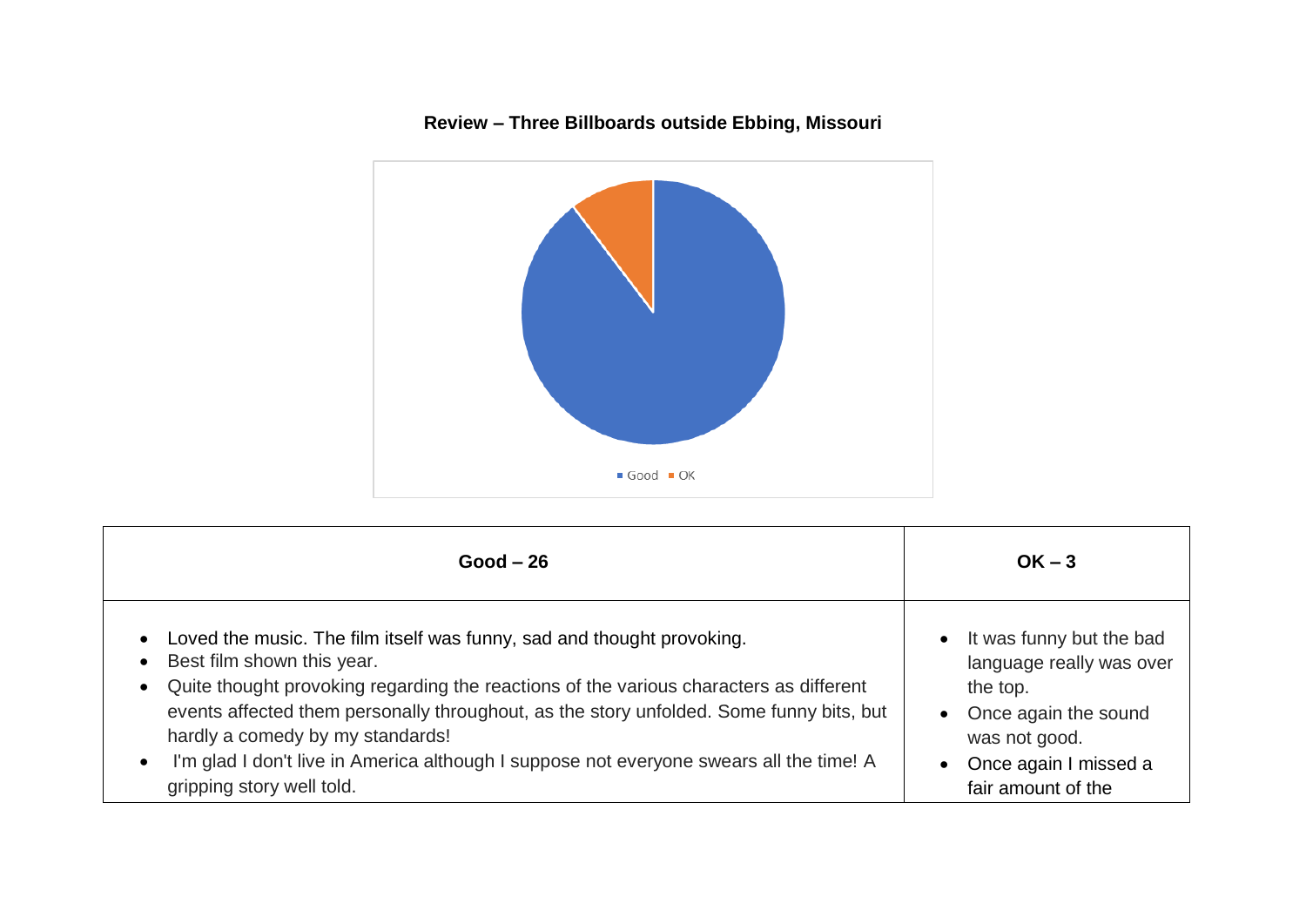**Review – Three Billboards outside Ebbing, Missouri**

| Good – 26 | OK – 3 |
|---|---|
| • Loved the music. The film itself was funny, sad and thought provoking.<br>• Best film shown this year.<br>• Quite thought provoking regarding the reactions of the various characters as different events affected them personally throughout, as the story unfolded. Some funny bits, but hardly a comedy by my standards!<br>• I'm glad I don't live in America although I suppose not everyone swears all the time! A gripping story well told. | • It was funny but the bad language really was over the top.<br>• Once again the sound was not good.<br>• Once again I missed a fair amount of the |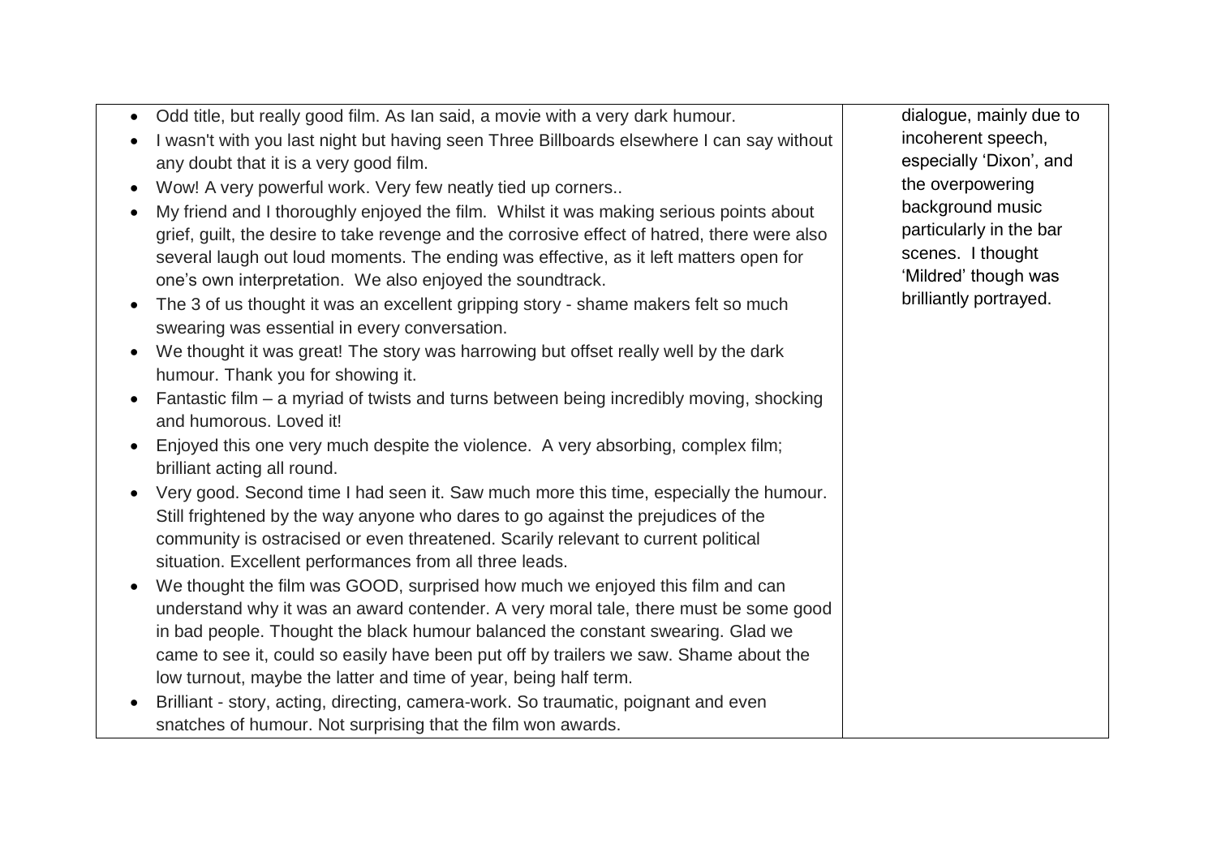| | |
|---|---|
| • Odd title, but really good film. As Ian said, a movie with a very dark humour.<br>• I wasn't with you last night but having seen Three Billboards elsewhere I can say without any doubt that it is a very good film.<br>• Wow! A very powerful work. Very few neatly tied up corners..<br>• My friend and I thoroughly enjoyed the film. Whilst it was making serious points about grief, guilt, the desire to take revenge and the corrosive effect of hatred, there were also several laugh out loud moments. The ending was effective, as it left matters open for one's own interpretation. We also enjoyed the soundtrack.<br>• The 3 of us thought it was an excellent gripping story - shame makers felt so much swearing was essential in every conversation.<br>• We thought it was great! The story was harrowing but offset really well by the dark humour. Thank you for showing it.<br>• Fantastic film – a myriad of twists and turns between being incredibly moving, shocking and humorous. Loved it!<br>• Enjoyed this one very much despite the violence. A very absorbing, complex film; brilliant acting all round.<br>• Very good. Second time I had seen it. Saw much more this time, especially the humour. Still frightened by the way anyone who dares to go against the prejudices of the community is ostracised or even threatened. Scarily relevant to current political situation. Excellent performances from all three leads.<br>• We thought the film was GOOD, surprised how much we enjoyed this film and can understand why it was an award contender. A very moral tale, there must be some good in bad people. Thought the black humour balanced the constant swearing. Glad we came to see it, could so easily have been put off by trailers we saw. Shame about the low turnout, maybe the latter and time of year, being half term.<br>• Brilliant - story, acting, directing, camera-work. So traumatic, poignant and even snatches of humour. Not surprising that the film won awards. | dialogue, mainly due to incoherent speech, especially 'Dixon', and the overpowering background music particularly in the bar scenes. I thought 'Mildred' though was brilliantly portrayed. |